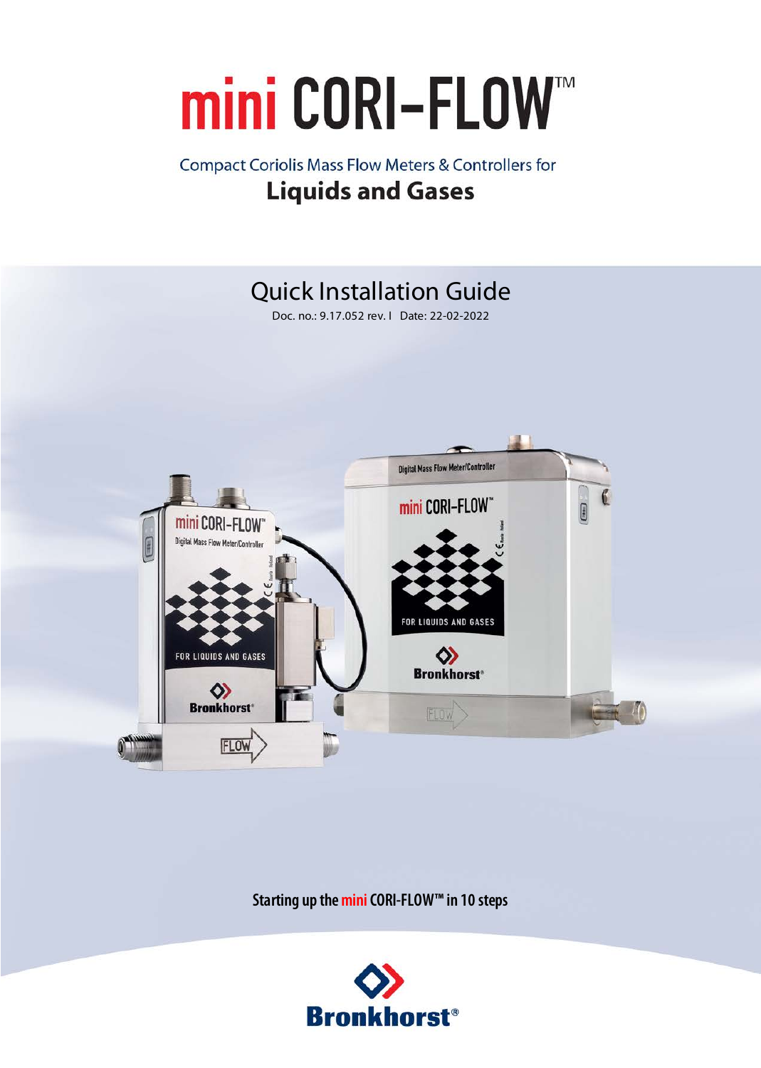# mini CORI-FLOW™

Compact Coriolis Mass Flow Meters & Controllers for

**Liquids and Gases**

## Quick Installation Guide

Doc. no.: 9.17.052 rev. I Date: 22-02-2022

**Starting up the mini CORI-FLOW™ in 10 steps**

Bronkhorst®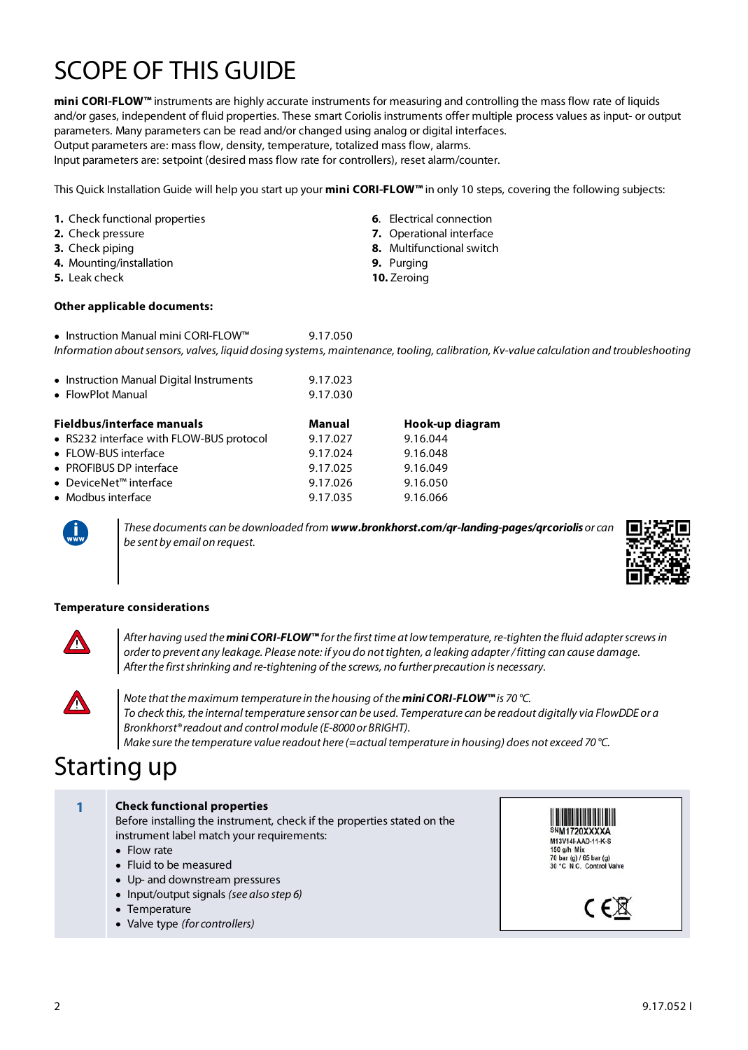# SCOPE OF THIS GUIDE

**mini CORI-FLOW™** instruments are highly accurate instruments for measuring and controlling the mass flow rate of liquids and/or gases, independent of fluid properties. These smart Coriolis instruments offer multiple process values as input- or output parameters. Many parameters can be read and/or changed using analog or digital interfaces.
Output parameters are: mass flow, density, temperature, totalized mass flow, alarms.
Input parameters are: setpoint (desired mass flow rate for controllers), reset alarm/counter.

This Quick Installation Guide will help you start up your **mini CORI-FLOW™** in only 10 steps, covering the following subjects:

1. Check functional properties
2. Check pressure
3. Check piping
4. Mounting/installation
5. Leak check
6. Electrical connection
7. Operational interface
8. Multifunctional switch
9. Purging
10. Zeroing

**Other applicable documents:**

- Instruction Manual mini CORI-FLOW™ 9.17.050

*Information about sensors, valves, liquid dosing systems, maintenance, tooling, calibration, Kv-value calculation and troubleshooting*

- Instruction Manual Digital Instruments 9.17.023
- FlowPlot Manual 9.17.030

| Fieldbus/interface manuals | Manual | Hook-up diagram |
|---|---|---|
| • RS232 interface with FLOW-BUS protocol | 9.17.027 | 9.16.044 |
| • FLOW-BUS interface | 9.17.024 | 9.16.048 |
| • PROFIBUS DP interface | 9.17.025 | 9.16.049 |
| • DeviceNet™ interface | 9.17.026 | 9.16.050 |
| • Modbus interface | 9.17.035 | 9.16.066 |

*These documents can be downloaded from **www.bronkhorst.com/qr-landing-pages/qrcoriolis** or can be sent by email on request.*

**Temperature considerations**

*After having used the **mini CORI-FLOW™** for the first time at low temperature, re-tighten the fluid adapter screws in order to prevent any leakage. Please note: if you do not tighten, a leaking adapter / fitting can cause damage. After the first shrinking and re-tightening of the screws, no further precaution is necessary.*

*Note that the maximum temperature in the housing of the **mini CORI-FLOW™** is 70 °C.
To check this, the internal temperature sensor can be used. Temperature can be readout digitally via FlowDDE or a Bronkhorst® readout and control module (E-8000 or BRIGHT).
Make sure the temperature value readout here (=actual temperature in housing) does not exceed 70 °C.*

# Starting up

**1 Check functional properties**

Before installing the instrument, check if the properties stated on the instrument label match your requirements:

- Flow rate
- Fluid to be measured
- Up- and downstream pressures
- Input/output signals *(see also step 6)*
- Temperature
- Valve type *(for controllers)*

SNM1720XXXXA
M13V14I-AAD-11-K-S
150 g/h Mix
70 bar (g) / 65 bar (g)
30 °C N.C. Control Valve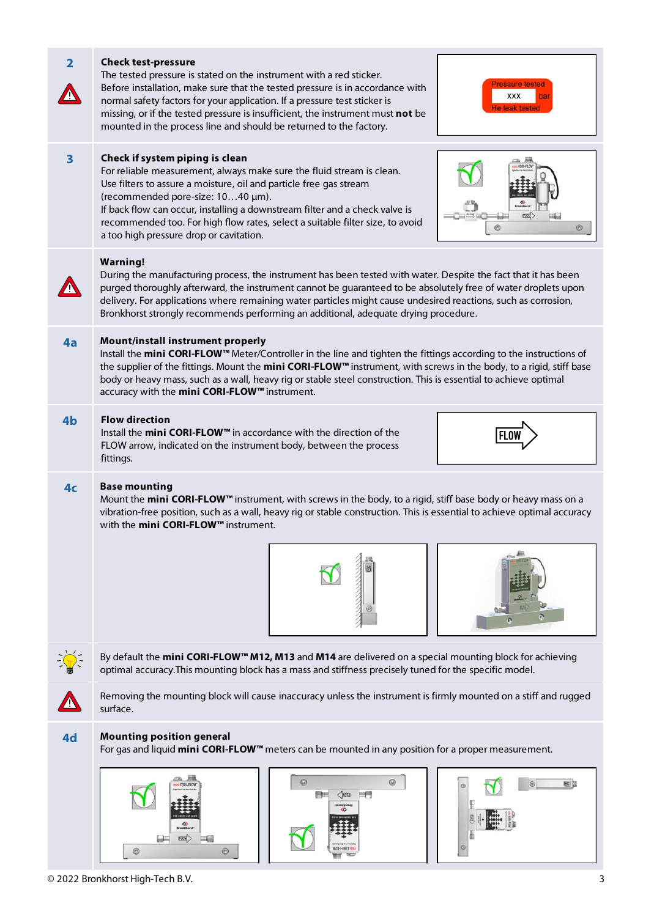**2**

**Check test-pressure**

The tested pressure is stated on the instrument with a red sticker.
Before installation, make sure that the tested pressure is in accordance with normal safety factors for your application. If a pressure test sticker is missing, or if the tested pressure is insufficient, the instrument must **not** be mounted in the process line and should be returned to the factory.

Pressure tested XXX bar
He leak tested

**3**

**Check if system piping is clean**

For reliable measurement, always make sure the fluid stream is clean.
Use filters to assure a moisture, oil and particle free gas stream (recommended pore-size: 10…40 µm).
If back flow can occur, installing a downstream filter and a check valve is recommended too. For high flow rates, select a suitable filter size, to avoid a too high pressure drop or cavitation.

**Warning!**

During the manufacturing process, the instrument has been tested with water. Despite the fact that it has been purged thoroughly afterward, the instrument cannot be guaranteed to be absolutely free of water droplets upon delivery. For applications where remaining water particles might cause undesired reactions, such as corrosion, Bronkhorst strongly recommends performing an additional, adequate drying procedure.

**4a**

**Mount/install instrument properly**

Install the **mini CORI-FLOW™** Meter/Controller in the line and tighten the fittings according to the instructions of the supplier of the fittings. Mount the **mini CORI-FLOW™** instrument, with screws in the body, to a rigid, stiff base body or heavy mass, such as a wall, heavy rig or stable steel construction. This is essential to achieve optimal accuracy with the **mini CORI-FLOW™** instrument.

**4b**

**Flow direction**

Install the **mini CORI-FLOW™** in accordance with the direction of the FLOW arrow, indicated on the instrument body, between the process fittings.

FLOW

**4c**

**Base mounting**

Mount the **mini CORI-FLOW™** instrument, with screws in the body, to a rigid, stiff base body or heavy mass on a vibration-free position, such as a wall, heavy rig or stable construction. This is essential to achieve optimal accuracy with the **mini CORI-FLOW™** instrument.

By default the **mini CORI-FLOW™ M12, M13** and **M14** are delivered on a special mounting block for achieving optimal accuracy.This mounting block has a mass and stiffness precisely tuned for the specific model.

Removing the mounting block will cause inaccuracy unless the instrument is firmly mounted on a stiff and rugged surface.

**4d**

**Mounting position general**

For gas and liquid **mini CORI-FLOW™** meters can be mounted in any position for a proper measurement.

© 2022 Bronkhorst High-Tech B.V.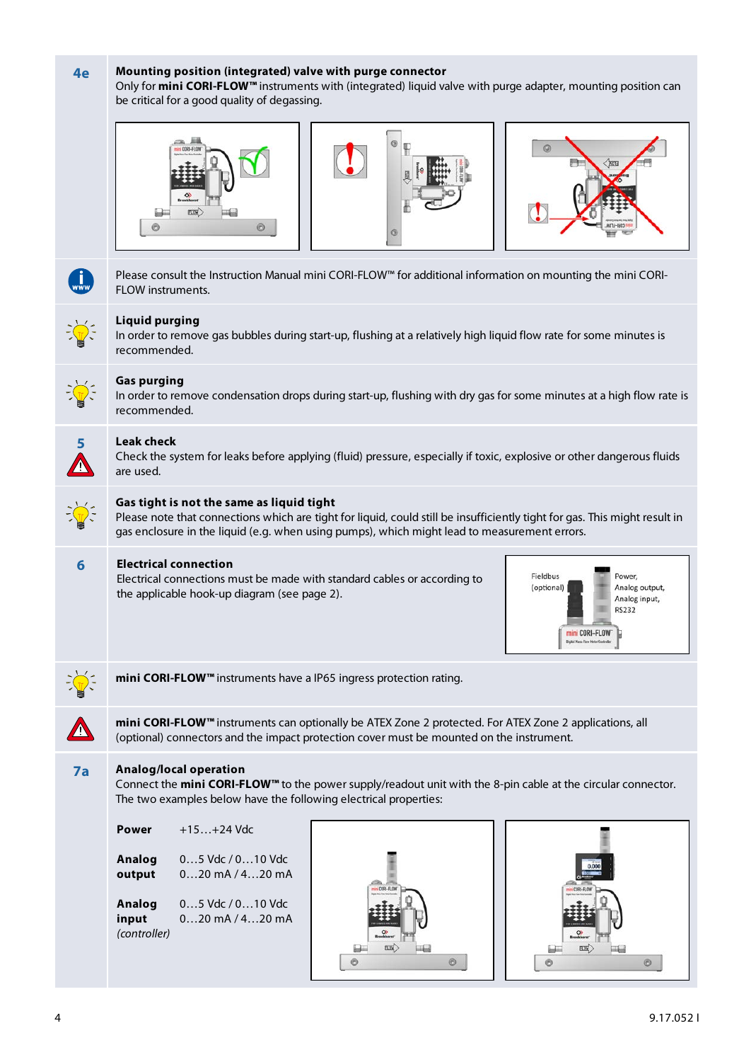**4e** **Mounting position (integrated) valve with purge connector**

Only for **mini CORI-FLOW™** instruments with (integrated) liquid valve with purge adapter, mounting position can be critical for a good quality of degassing.

Please consult the Instruction Manual mini CORI-FLOW™ for additional information on mounting the mini CORI-FLOW instruments.

**Liquid purging**

In order to remove gas bubbles during start-up, flushing at a relatively high liquid flow rate for some minutes is recommended.

**Gas purging**

In order to remove condensation drops during start-up, flushing with dry gas for some minutes at a high flow rate is recommended.

**5** **Leak check**

Check the system for leaks before applying (fluid) pressure, especially if toxic, explosive or other dangerous fluids are used.

**Gas tight is not the same as liquid tight**

Please note that connections which are tight for liquid, could still be insufficiently tight for gas. This might result in gas enclosure in the liquid (e.g. when using pumps), which might lead to measurement errors.

**6** **Electrical connection**

Electrical connections must be made with standard cables or according to the applicable hook-up diagram (see page 2).

Fieldbus (optional)

Power, Analog output, Analog input, RS232

**mini CORI-FLOW™** instruments have a IP65 ingress protection rating.

**mini CORI-FLOW™** instruments can optionally be ATEX Zone 2 protected. For ATEX Zone 2 applications, all (optional) connectors and the impact protection cover must be mounted on the instrument.

**7a** **Analog/local operation**

Connect the **mini CORI-FLOW™** to the power supply/readout unit with the 8-pin cable at the circular connector. The two examples below have the following electrical properties:

| | |
|---|---|
| **Power** | +15…+24 Vdc |
| **Analog output** | 0…5 Vdc / 0…10 Vdc<br>0…20 mA / 4…20 mA |
| **Analog input** *(controller)* | 0…5 Vdc / 0…10 Vdc<br>0…20 mA / 4…20 mA |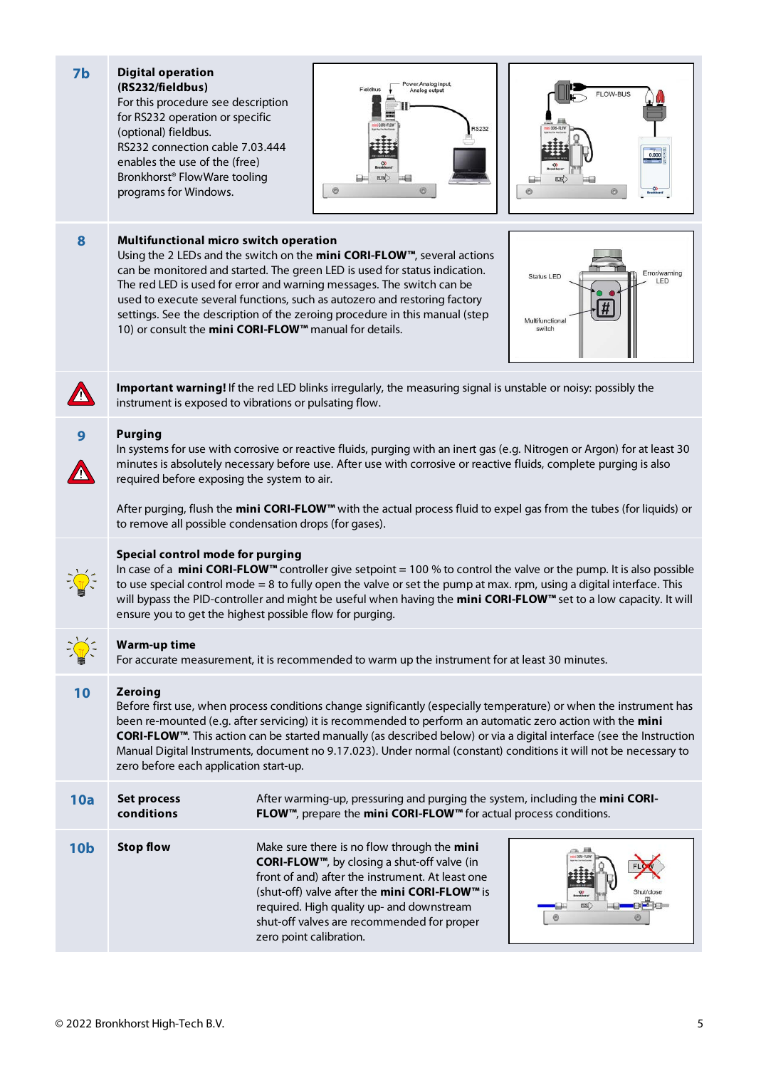**7b** **Digital operation (RS232/fieldbus)**

For this procedure see description for RS232 operation or specific (optional) fieldbus. RS232 connection cable 7.03.444 enables the use of the (free) Bronkhorst® FlowWare tooling programs for Windows.

**8** **Multifunctional micro switch operation**

Using the 2 LEDs and the switch on the **mini CORI-FLOW™**, several actions can be monitored and started. The green LED is used for status indication. The red LED is used for error and warning messages. The switch can be used to execute several functions, such as autozero and restoring factory settings. See the description of the zeroing procedure in this manual (step 10) or consult the **mini CORI-FLOW™** manual for details.

**Important warning!** If the red LED blinks irregularly, the measuring signal is unstable or noisy: possibly the instrument is exposed to vibrations or pulsating flow.

**9** **Purging**

In systems for use with corrosive or reactive fluids, purging with an inert gas (e.g. Nitrogen or Argon) for at least 30 minutes is absolutely necessary before use. After use with corrosive or reactive fluids, complete purging is also required before exposing the system to air.

After purging, flush the **mini CORI-FLOW™** with the actual process fluid to expel gas from the tubes (for liquids) or to remove all possible condensation drops (for gases).

**Special control mode for purging**

In case of a **mini CORI-FLOW™** controller give setpoint = 100 % to control the valve or the pump. It is also possible to use special control mode = 8 to fully open the valve or set the pump at max. rpm, using a digital interface. This will bypass the PID-controller and might be useful when having the **mini CORI-FLOW™** set to a low capacity. It will ensure you to get the highest possible flow for purging.

**Warm-up time**

For accurate measurement, it is recommended to warm up the instrument for at least 30 minutes.

**10** **Zeroing**

Before first use, when process conditions change significantly (especially temperature) or when the instrument has been re-mounted (e.g. after servicing) it is recommended to perform an automatic zero action with the **mini CORI-FLOW™**. This action can be started manually (as described below) or via a digital interface (see the Instruction Manual Digital Instruments, document no 9.17.023). Under normal (constant) conditions it will not be necessary to zero before each application start-up.

**10a** **Set process conditions**

After warming-up, pressuring and purging the system, including the **mini CORI-FLOW™**, prepare the **mini CORI-FLOW™** for actual process conditions.

**10b** **Stop flow**

Make sure there is no flow through the **mini CORI-FLOW™**, by closing a shut-off valve (in front of and) after the instrument. At least one (shut-off) valve after the **mini CORI-FLOW™** is required. High quality up- and downstream shut-off valves are recommended for proper zero point calibration.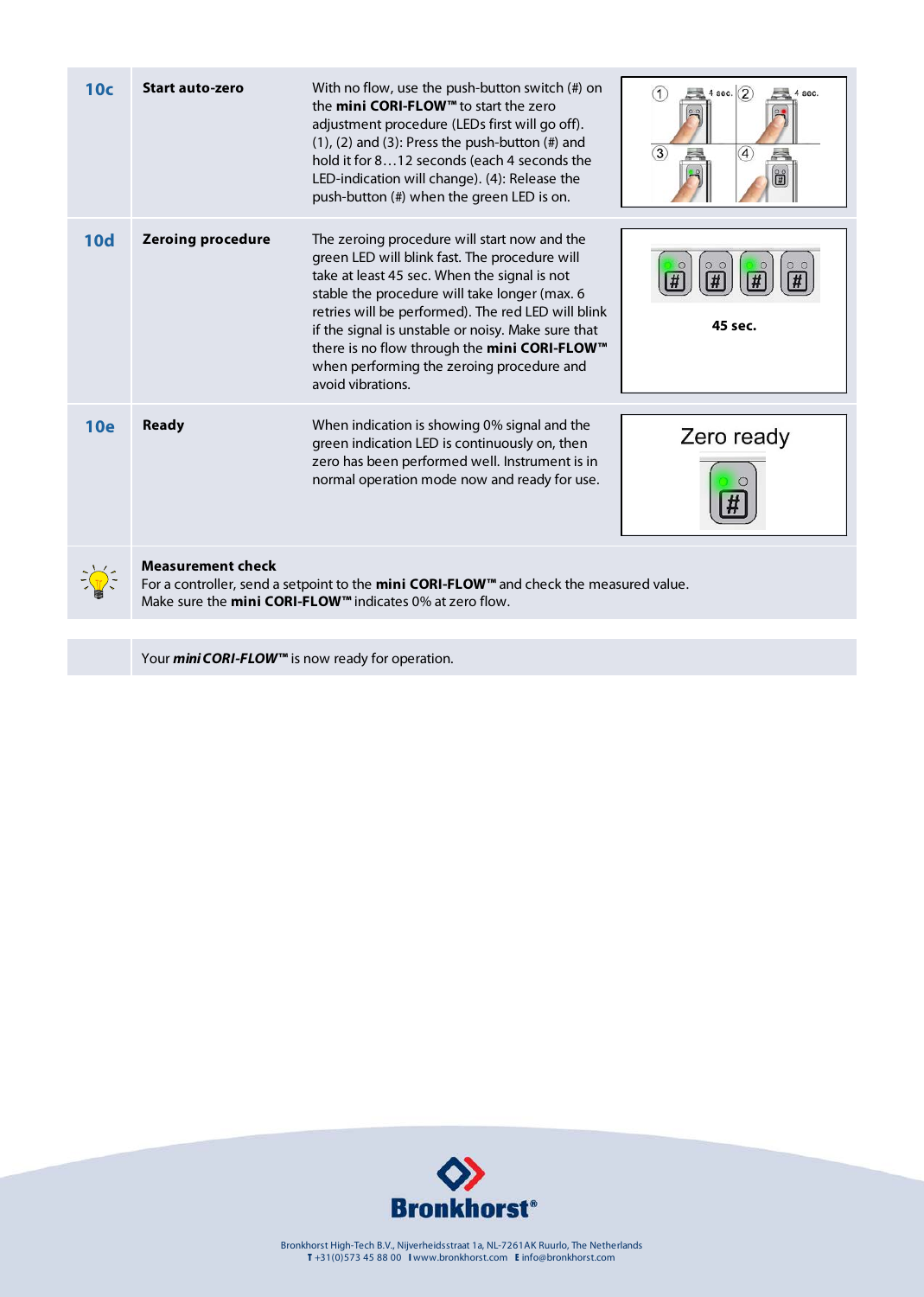| | | | |
|---|---|---|---|
| **10c** | **Start auto-zero** | With no flow, use the push-button switch (#) on the **mini CORI-FLOW™** to start the zero adjustment procedure (LEDs first will go off). (1), (2) and (3): Press the push-button (#) and hold it for 8…12 seconds (each 4 seconds the LED-indication will change). (4): Release the push-button (#) when the green LED is on. | ① 4 sec. ② 4 sec. ③ ④ |
| **10d** | **Zeroing procedure** | The zeroing procedure will start now and the green LED will blink fast. The procedure will take at least 45 sec. When the signal is not stable the procedure will take longer (max. 6 retries will be performed). The red LED will blink if the signal is unstable or noisy. Make sure that there is no flow through the **mini CORI-FLOW™** when performing the zeroing procedure and avoid vibrations. | **45 sec.** |
| **10e** | **Ready** | When indication is showing 0% signal and the green indication LED is continuously on, then zero has been performed well. Instrument is in normal operation mode now and ready for use. | Zero ready |

**Measurement check**
For a controller, send a setpoint to the **mini CORI-FLOW™** and check the measured value.
Make sure the **mini CORI-FLOW™** indicates 0% at zero flow.

Your ***mini CORI-FLOW™*** is now ready for operation.

**Bronkhorst®**

Bronkhorst High-Tech B.V., Nijverheidsstraat 1a, NL-7261AK Ruurlo, The Netherlands
**T** +31(0)573 45 88 00 **I** www.bronkhorst.com **E** info@bronkhorst.com